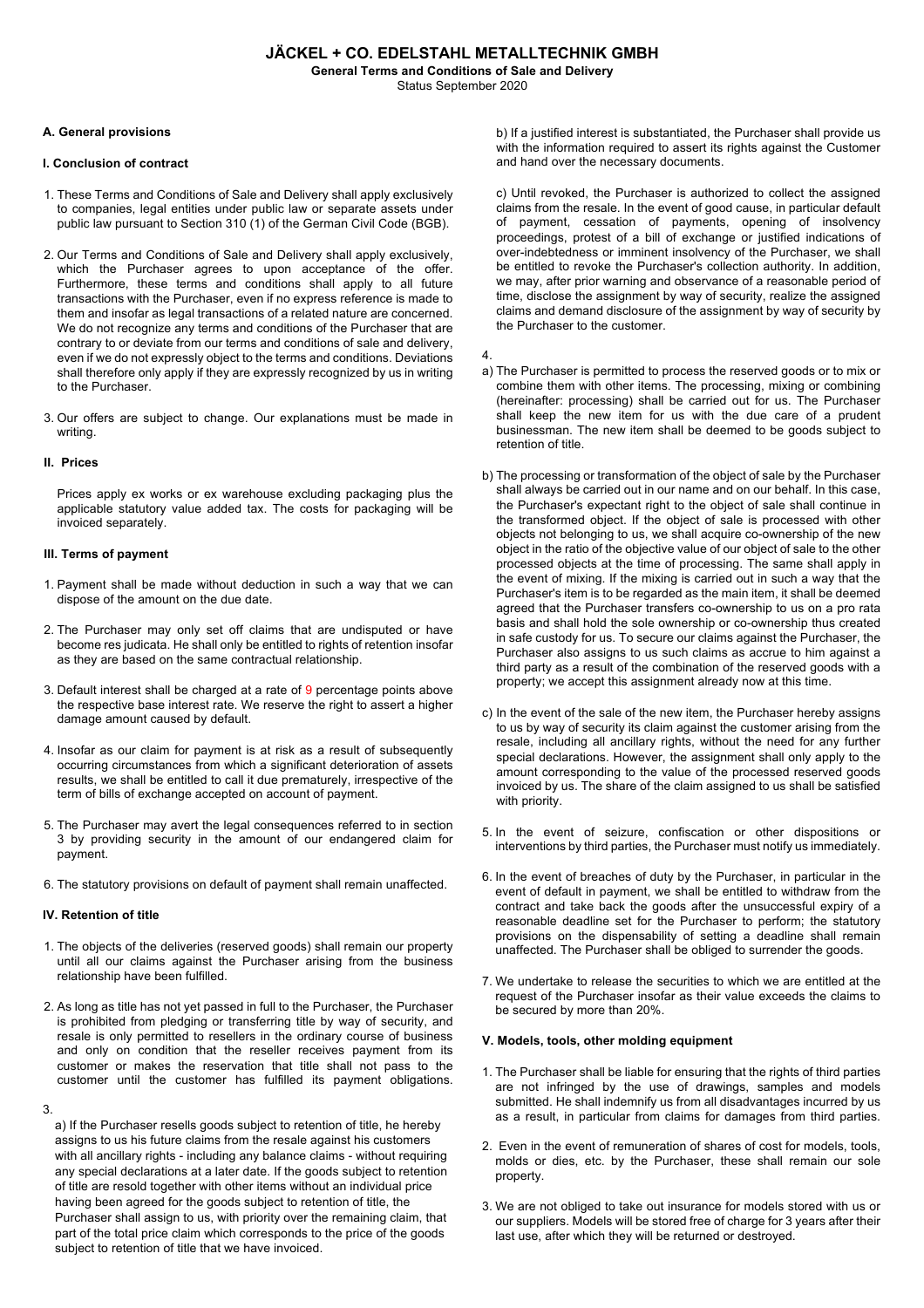# JÄCKEL + CO. EDELSTAHL METALLTECHNIK GMBH

**General Terms and Conditions of Sale and Delivery**

Status September 2020

### A. General provisions

#### I. Conclusion of contract

1. These Terms and Conditions of Sale and Delivery shall apply exclusively to companies, legal entities under public law or separate assets under public law pursuant to Section 310 (1) of the German Civil Code (BGB).

2. Our Terms and Conditions of Sale and Delivery shall apply exclusively, which the Purchaser agrees to upon acceptance of the offer. Furthermore, these terms and conditions shall apply to all future transactions with the Purchaser, even if no express reference is made to them and insofar as legal transactions of a related nature are concerned. We do not recognize any terms and conditions of the Purchaser that are contrary to or deviate from our terms and conditions of sale and delivery, even if we do not expressly object to the terms and conditions. Deviations shall therefore only apply if they are expressly recognized by us in writing to the Purchaser.

3. Our offers are subject to change. Our explanations must be made in writing.

#### II. Prices

Prices apply ex works or ex warehouse excluding packaging plus the applicable statutory value added tax. The costs for packaging will be invoiced separately.

#### III. Terms of payment

1. Payment shall be made without deduction in such a way that we can dispose of the amount on the due date.

2. The Purchaser may only set off claims that are undisputed or have become res judicata. He shall only be entitled to rights of retention insofar as they are based on the same contractual relationship.

3. Default interest shall be charged at a rate of 9 percentage points above the respective base interest rate. We reserve the right to assert a higher damage amount caused by default.

4. Insofar as our claim for payment is at risk as a result of subsequently occurring circumstances from which a significant deterioration of assets results, we shall be entitled to call it due prematurely, irrespective of the term of bills of exchange accepted on account of payment.

5. The Purchaser may avert the legal consequences referred to in section 3 by providing security in the amount of our endangered claim for payment.

6. The statutory provisions on default of payment shall remain unaffected.

#### IV. Retention of title

1. The objects of the deliveries (reserved goods) shall remain our property until all our claims against the Purchaser arising from the business relationship have been fulfilled.

2. As long as title has not yet passed in full to the Purchaser, the Purchaser is prohibited from pledging or transferring title by way of security, and resale is only permitted to resellers in the ordinary course of business and only on condition that the reseller receives payment from its customer or makes the reservation that title shall not pass to the customer until the customer has fulfilled its payment obligations.

3.

a) If the Purchaser resells goods subject to retention of title, he hereby assigns to us his future claims from the resale against his customers with all ancillary rights - including any balance claims - without requiring any special declarations at a later date. If the goods subject to retention of title are resold together with other items without an individual price having been agreed for the goods subject to retention of title, the Purchaser shall assign to us, with priority over the remaining claim, that part of the total price claim which corresponds to the price of the goods subject to retention of title that we have invoiced.

b) If a justified interest is substantiated, the Purchaser shall provide us with the information required to assert its rights against the Customer and hand over the necessary documents.

c) Until revoked, the Purchaser is authorized to collect the assigned claims from the resale. In the event of good cause, in particular default of payment, cessation of payments, opening of insolvency proceedings, protest of a bill of exchange or justified indications of over-indebtedness or imminent insolvency of the Purchaser, we shall be entitled to revoke the Purchaser's collection authority. In addition, we may, after prior warning and observance of a reasonable period of time, disclose the assignment by way of security, realize the assigned claims and demand disclosure of the assignment by way of security by the Purchaser to the customer.

4.

a) The Purchaser is permitted to process the reserved goods or to mix or combine them with other items. The processing, mixing or combining (hereinafter: processing) shall be carried out for us. The Purchaser shall keep the new item for us with the due care of a prudent businessman. The new item shall be deemed to be goods subject to retention of title.

b) The processing or transformation of the object of sale by the Purchaser shall always be carried out in our name and on our behalf. In this case, the Purchaser's expectant right to the object of sale shall continue in the transformed object. If the object of sale is processed with other objects not belonging to us, we shall acquire co-ownership of the new object in the ratio of the objective value of our object of sale to the other processed objects at the time of processing. The same shall apply in the event of mixing. If the mixing is carried out in such a way that the Purchaser's item is to be regarded as the main item, it shall be deemed agreed that the Purchaser transfers co-ownership to us on a pro rata basis and shall hold the sole ownership or co-ownership thus created in safe custody for us. To secure our claims against the Purchaser, the Purchaser also assigns to us such claims as accrue to him against a third party as a result of the combination of the reserved goods with a property; we accept this assignment already now at this time.

c) In the event of the sale of the new item, the Purchaser hereby assigns to us by way of security its claim against the customer arising from the resale, including all ancillary rights, without the need for any further special declarations. However, the assignment shall only apply to the amount corresponding to the value of the processed reserved goods invoiced by us. The share of the claim assigned to us shall be satisfied with priority.

5. In the event of seizure, confiscation or other dispositions or interventions by third parties, the Purchaser must notify us immediately.

6. In the event of breaches of duty by the Purchaser, in particular in the event of default in payment, we shall be entitled to withdraw from the contract and take back the goods after the unsuccessful expiry of a reasonable deadline set for the Purchaser to perform; the statutory provisions on the dispensability of setting a deadline shall remain unaffected. The Purchaser shall be obliged to surrender the goods.

7. We undertake to release the securities to which we are entitled at the request of the Purchaser insofar as their value exceeds the claims to be secured by more than 20%.

#### V. Models, tools, other molding equipment

1. The Purchaser shall be liable for ensuring that the rights of third parties are not infringed by the use of drawings, samples and models submitted. He shall indemnify us from all disadvantages incurred by us as a result, in particular from claims for damages from third parties.

2. Even in the event of remuneration of shares of cost for models, tools, molds or dies, etc. by the Purchaser, these shall remain our sole property.

3. We are not obliged to take out insurance for models stored with us or our suppliers. Models will be stored free of charge for 3 years after their last use, after which they will be returned or destroyed.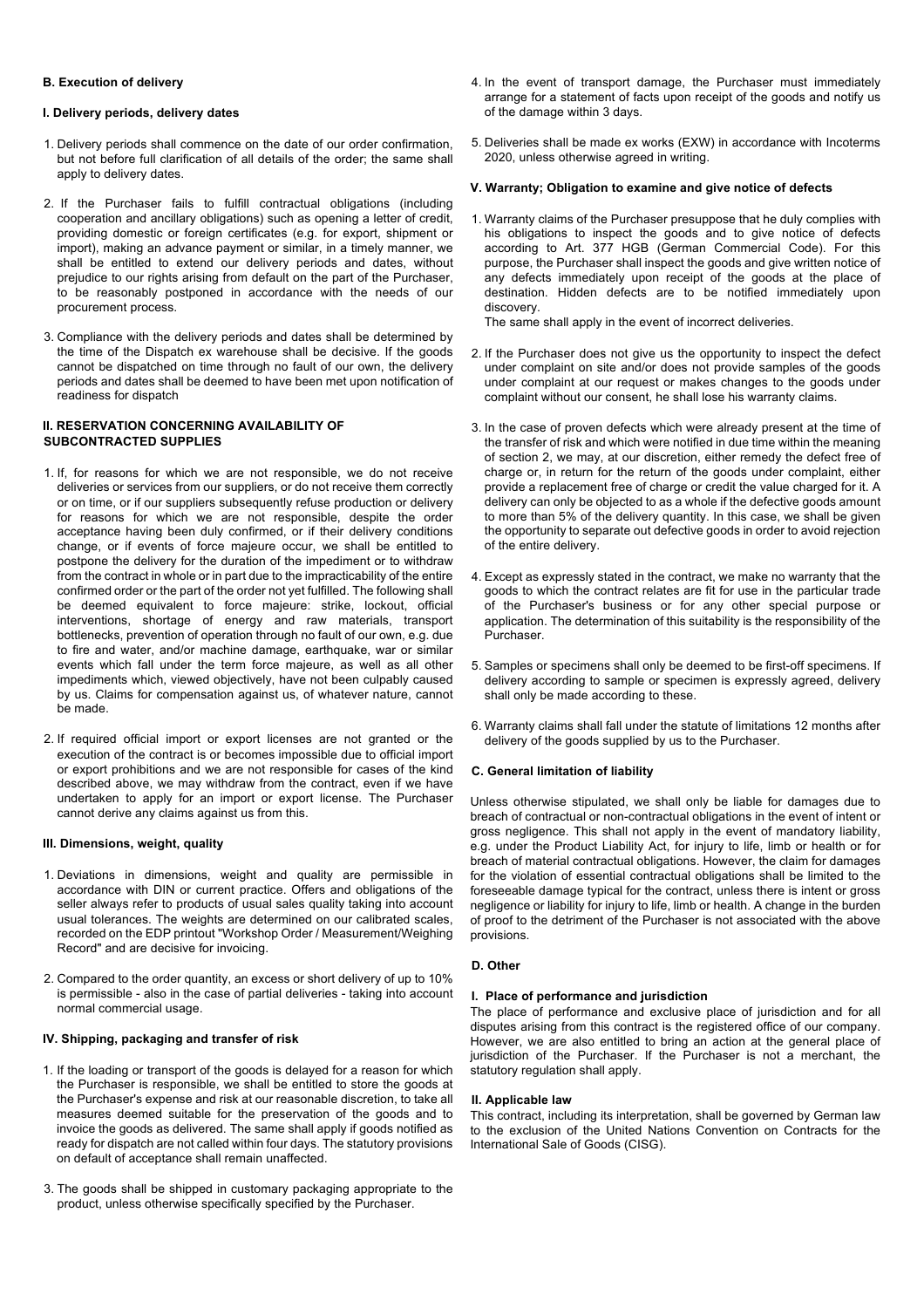### B. Execution of delivery

#### I. Delivery periods, delivery dates

1. Delivery periods shall commence on the date of our order confirmation, but not before full clarification of all details of the order; the same shall apply to delivery dates.

2. If the Purchaser fails to fulfill contractual obligations (including cooperation and ancillary obligations) such as opening a letter of credit, providing domestic or foreign certificates (e.g. for export, shipment or import), making an advance payment or similar, in a timely manner, we shall be entitled to extend our delivery periods and dates, without prejudice to our rights arising from default on the part of the Purchaser, to be reasonably postponed in accordance with the needs of our procurement process.

3. Compliance with the delivery periods and dates shall be determined by the time of the Dispatch ex warehouse shall be decisive. If the goods cannot be dispatched on time through no fault of our own, the delivery periods and dates shall be deemed to have been met upon notification of readiness for dispatch

#### II. RESERVATION CONCERNING AVAILABILITY OF SUBCONTRACTED SUPPLIES

1. If, for reasons for which we are not responsible, we do not receive deliveries or services from our suppliers, or do not receive them correctly or on time, or if our suppliers subsequently refuse production or delivery for reasons for which we are not responsible, despite the order acceptance having been duly confirmed, or if their delivery conditions change, or if events of force majeure occur, we shall be entitled to postpone the delivery for the duration of the impediment or to withdraw from the contract in whole or in part due to the impracticability of the entire confirmed order or the part of the order not yet fulfilled. The following shall be deemed equivalent to force majeure: strike, lockout, official interventions, shortage of energy and raw materials, transport bottlenecks, prevention of operation through no fault of our own, e.g. due to fire and water, and/or machine damage, earthquake, war or similar events which fall under the term force majeure, as well as all other impediments which, viewed objectively, have not been culpably caused by us. Claims for compensation against us, of whatever nature, cannot be made.

2. If required official import or export licenses are not granted or the execution of the contract is or becomes impossible due to official import or export prohibitions and we are not responsible for cases of the kind described above, we may withdraw from the contract, even if we have undertaken to apply for an import or export license. The Purchaser cannot derive any claims against us from this.

#### III. Dimensions, weight, quality

1. Deviations in dimensions, weight and quality are permissible in accordance with DIN or current practice. Offers and obligations of the seller always refer to products of usual sales quality taking into account usual tolerances. The weights are determined on our calibrated scales, recorded on the EDP printout "Workshop Order / Measurement/Weighing Record" and are decisive for invoicing.

2. Compared to the order quantity, an excess or short delivery of up to 10% is permissible - also in the case of partial deliveries - taking into account normal commercial usage.

#### IV. Shipping, packaging and transfer of risk

1. If the loading or transport of the goods is delayed for a reason for which the Purchaser is responsible, we shall be entitled to store the goods at the Purchaser's expense and risk at our reasonable discretion, to take all measures deemed suitable for the preservation of the goods and to invoice the goods as delivered. The same shall apply if goods notified as ready for dispatch are not called within four days. The statutory provisions on default of acceptance shall remain unaffected.

3. The goods shall be shipped in customary packaging appropriate to the product, unless otherwise specifically specified by the Purchaser.

4. In the event of transport damage, the Purchaser must immediately arrange for a statement of facts upon receipt of the goods and notify us of the damage within 3 days.

5. Deliveries shall be made ex works (EXW) in accordance with Incoterms 2020, unless otherwise agreed in writing.

#### V. Warranty; Obligation to examine and give notice of defects

1. Warranty claims of the Purchaser presuppose that he duly complies with his obligations to inspect the goods and to give notice of defects according to Art. 377 HGB (German Commercial Code). For this purpose, the Purchaser shall inspect the goods and give written notice of any defects immediately upon receipt of the goods at the place of destination. Hidden defects are to be notified immediately upon discovery.
   The same shall apply in the event of incorrect deliveries.

2. If the Purchaser does not give us the opportunity to inspect the defect under complaint on site and/or does not provide samples of the goods under complaint at our request or makes changes to the goods under complaint without our consent, he shall lose his warranty claims.

3. In the case of proven defects which were already present at the time of the transfer of risk and which were notified in due time within the meaning of section 2, we may, at our discretion, either remedy the defect free of charge or, in return for the return of the goods under complaint, either provide a replacement free of charge or credit the value charged for it. A delivery can only be objected to as a whole if the defective goods amount to more than 5% of the delivery quantity. In this case, we shall be given the opportunity to separate out defective goods in order to avoid rejection of the entire delivery.

4. Except as expressly stated in the contract, we make no warranty that the goods to which the contract relates are fit for use in the particular trade of the Purchaser's business or for any other special purpose or application. The determination of this suitability is the responsibility of the Purchaser.

5. Samples or specimens shall only be deemed to be first-off specimens. If delivery according to sample or specimen is expressly agreed, delivery shall only be made according to these.

6. Warranty claims shall fall under the statute of limitations 12 months after delivery of the goods supplied by us to the Purchaser.

### C. General limitation of liability

Unless otherwise stipulated, we shall only be liable for damages due to breach of contractual or non-contractual obligations in the event of intent or gross negligence. This shall not apply in the event of mandatory liability, e.g. under the Product Liability Act, for injury to life, limb or health or for breach of material contractual obligations. However, the claim for damages for the violation of essential contractual obligations shall be limited to the foreseeable damage typical for the contract, unless there is intent or gross negligence or liability for injury to life, limb or health. A change in the burden of proof to the detriment of the Purchaser is not associated with the above provisions.

### D. Other

#### I. Place of performance and jurisdiction

The place of performance and exclusive place of jurisdiction and for all disputes arising from this contract is the registered office of our company. However, we are also entitled to bring an action at the general place of jurisdiction of the Purchaser. If the Purchaser is not a merchant, the statutory regulation shall apply.

#### II. Applicable law

This contract, including its interpretation, shall be governed by German law to the exclusion of the United Nations Convention on Contracts for the International Sale of Goods (CISG).